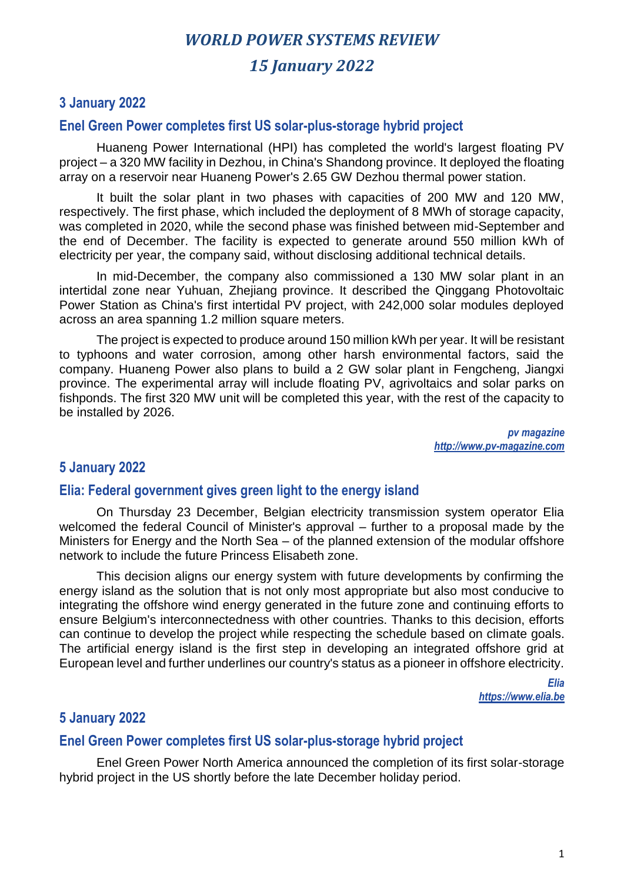# *WORLD POWER SYSTEMS REVIEW*

# *15 January 2022*

## 3 January 2022

### Enel Green Power completes first US solar-plus-storage hybrid project

Huaneng Power International (HPI) has completed the world's largest floating PV project – a 320 MW facility in Dezhou, in China's Shandong province. It deployed the floating array on a reservoir near Huaneng Power's 2.65 GW Dezhou thermal power station.

It built the solar plant in two phases with capacities of 200 MW and 120 MW, respectively. The first phase, which included the deployment of 8 MWh of storage capacity, was completed in 2020, while the second phase was finished between mid-September and the end of December. The facility is expected to generate around 550 million kWh of electricity per year, the company said, without disclosing additional technical details.

In mid-December, the company also commissioned a 130 MW solar plant in an intertidal zone near Yuhuan, Zhejiang province. It described the Qinggang Photovoltaic Power Station as China's first intertidal PV project, with 242,000 solar modules deployed across an area spanning 1.2 million square meters.

The project is expected to produce around 150 million kWh per year. It will be resistant to typhoons and water corrosion, among other harsh environmental factors, said the company. Huaneng Power also plans to build a 2 GW solar plant in Fengcheng, Jiangxi province. The experimental array will include floating PV, agrivoltaics and solar parks on fishponds. The first 320 MW unit will be completed this year, with the rest of the capacity to be installed by 2026.

*pv magazine*
*http://www.pv-magazine.com*

## 5 January 2022

### Elia: Federal government gives green light to the energy island

On Thursday 23 December, Belgian electricity transmission system operator Elia welcomed the federal Council of Minister's approval – further to a proposal made by the Ministers for Energy and the North Sea – of the planned extension of the modular offshore network to include the future Princess Elisabeth zone.

This decision aligns our energy system with future developments by confirming the energy island as the solution that is not only most appropriate but also most conducive to integrating the offshore wind energy generated in the future zone and continuing efforts to ensure Belgium's interconnectedness with other countries. Thanks to this decision, efforts can continue to develop the project while respecting the schedule based on climate goals. The artificial energy island is the first step in developing an integrated offshore grid at European level and further underlines our country's status as a pioneer in offshore electricity.

*Elia*
*https://www.elia.be*

## 5 January 2022

### Enel Green Power completes first US solar-plus-storage hybrid project

Enel Green Power North America announced the completion of its first solar-storage hybrid project in the US shortly before the late December holiday period.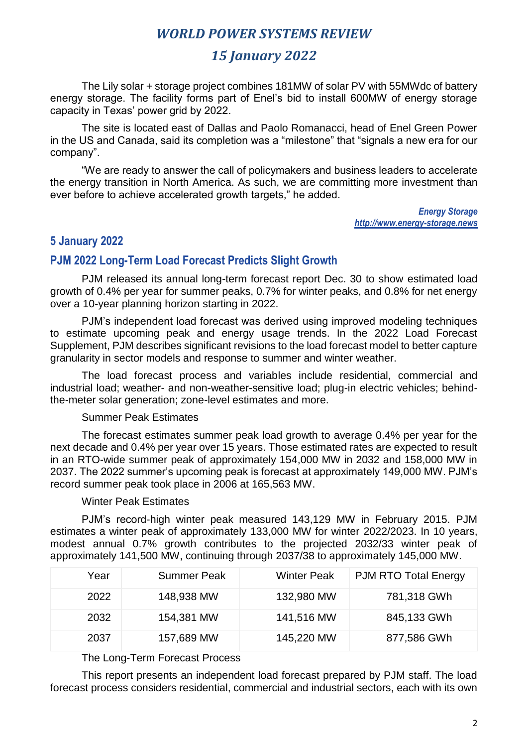The Lily solar + storage project combines 181MW of solar PV with 55MWdc of battery energy storage. The facility forms part of Enel's bid to install 600MW of energy storage capacity in Texas' power grid by 2022.

The site is located east of Dallas and Paolo Romanacci, head of Enel Green Power in the US and Canada, said its completion was a "milestone" that "signals a new era for our company".

"We are ready to answer the call of policymakers and business leaders to accelerate the energy transition in North America. As such, we are committing more investment than ever before to achieve accelerated growth targets," he added.

*Energy Storage*
*http://www.energy-storage.news*

## 5 January 2022

### PJM 2022 Long-Term Load Forecast Predicts Slight Growth

PJM released its annual long-term forecast report Dec. 30 to show estimated load growth of 0.4% per year for summer peaks, 0.7% for winter peaks, and 0.8% for net energy over a 10-year planning horizon starting in 2022.

PJM's independent load forecast was derived using improved modeling techniques to estimate upcoming peak and energy usage trends. In the 2022 Load Forecast Supplement, PJM describes significant revisions to the load forecast model to better capture granularity in sector models and response to summer and winter weather.

The load forecast process and variables include residential, commercial and industrial load; weather- and non-weather-sensitive load; plug-in electric vehicles; behind-the-meter solar generation; zone-level estimates and more.

Summer Peak Estimates

The forecast estimates summer peak load growth to average 0.4% per year for the next decade and 0.4% per year over 15 years. Those estimated rates are expected to result in an RTO-wide summer peak of approximately 154,000 MW in 2032 and 158,000 MW in 2037. The 2022 summer's upcoming peak is forecast at approximately 149,000 MW. PJM's record summer peak took place in 2006 at 165,563 MW.

Winter Peak Estimates

PJM's record-high winter peak measured 143,129 MW in February 2015. PJM estimates a winter peak of approximately 133,000 MW for winter 2022/2023. In 10 years, modest annual 0.7% growth contributes to the projected 2032/33 winter peak of approximately 141,500 MW, continuing through 2037/38 to approximately 145,000 MW.

| Year | Summer Peak | Winter Peak | PJM RTO Total Energy |
|---|---|---|---|
| 2022 | 148,938 MW | 132,980 MW | 781,318 GWh |
| 2032 | 154,381 MW | 141,516 MW | 845,133 GWh |
| 2037 | 157,689 MW | 145,220 MW | 877,586 GWh |

The Long-Term Forecast Process

This report presents an independent load forecast prepared by PJM staff. The load forecast process considers residential, commercial and industrial sectors, each with its own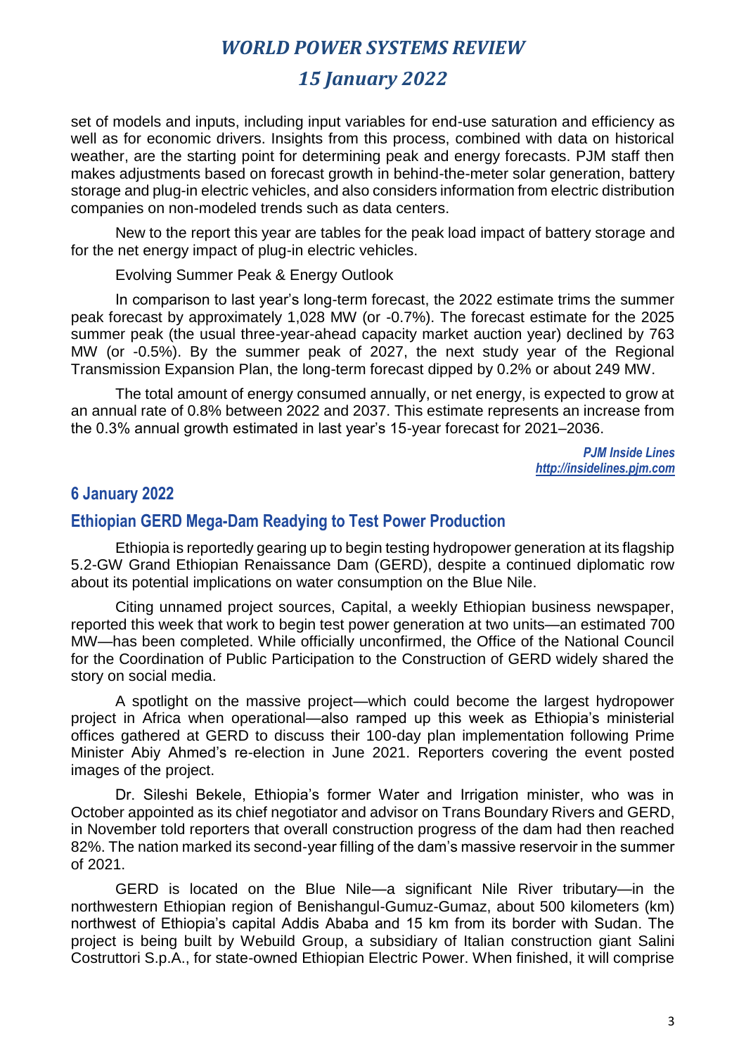set of models and inputs, including input variables for end-use saturation and efficiency as well as for economic drivers. Insights from this process, combined with data on historical weather, are the starting point for determining peak and energy forecasts. PJM staff then makes adjustments based on forecast growth in behind-the-meter solar generation, battery storage and plug-in electric vehicles, and also considers information from electric distribution companies on non-modeled trends such as data centers.

New to the report this year are tables for the peak load impact of battery storage and for the net energy impact of plug-in electric vehicles.

Evolving Summer Peak & Energy Outlook

In comparison to last year's long-term forecast, the 2022 estimate trims the summer peak forecast by approximately 1,028 MW (or -0.7%). The forecast estimate for the 2025 summer peak (the usual three-year-ahead capacity market auction year) declined by 763 MW (or -0.5%). By the summer peak of 2027, the next study year of the Regional Transmission Expansion Plan, the long-term forecast dipped by 0.2% or about 249 MW.

The total amount of energy consumed annually, or net energy, is expected to grow at an annual rate of 0.8% between 2022 and 2037. This estimate represents an increase from the 0.3% annual growth estimated in last year's 15-year forecast for 2021–2036.

*PJM Inside Lines*
*http://insidelines.pjm.com*

## 6 January 2022

### Ethiopian GERD Mega-Dam Readying to Test Power Production

Ethiopia is reportedly gearing up to begin testing hydropower generation at its flagship 5.2-GW Grand Ethiopian Renaissance Dam (GERD), despite a continued diplomatic row about its potential implications on water consumption on the Blue Nile.

Citing unnamed project sources, Capital, a weekly Ethiopian business newspaper, reported this week that work to begin test power generation at two units—an estimated 700 MW—has been completed. While officially unconfirmed, the Office of the National Council for the Coordination of Public Participation to the Construction of GERD widely shared the story on social media.

A spotlight on the massive project—which could become the largest hydropower project in Africa when operational—also ramped up this week as Ethiopia's ministerial offices gathered at GERD to discuss their 100-day plan implementation following Prime Minister Abiy Ahmed's re-election in June 2021. Reporters covering the event posted images of the project.

Dr. Sileshi Bekele, Ethiopia's former Water and Irrigation minister, who was in October appointed as its chief negotiator and advisor on Trans Boundary Rivers and GERD, in November told reporters that overall construction progress of the dam had then reached 82%. The nation marked its second-year filling of the dam's massive reservoir in the summer of 2021.

GERD is located on the Blue Nile—a significant Nile River tributary—in the northwestern Ethiopian region of Benishangul-Gumuz-Gumaz, about 500 kilometers (km) northwest of Ethiopia's capital Addis Ababa and 15 km from its border with Sudan. The project is being built by Webuild Group, a subsidiary of Italian construction giant Salini Costruttori S.p.A., for state-owned Ethiopian Electric Power. When finished, it will comprise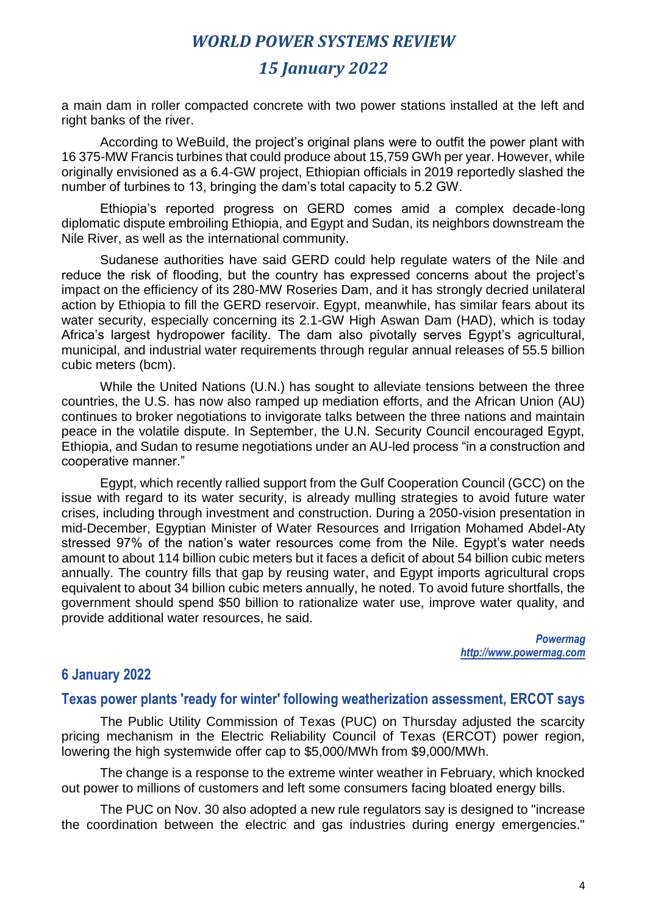a main dam in roller compacted concrete with two power stations installed at the left and right banks of the river.

According to WeBuild, the project's original plans were to outfit the power plant with 16 375-MW Francis turbines that could produce about 15,759 GWh per year. However, while originally envisioned as a 6.4-GW project, Ethiopian officials in 2019 reportedly slashed the number of turbines to 13, bringing the dam's total capacity to 5.2 GW.

Ethiopia's reported progress on GERD comes amid a complex decade-long diplomatic dispute embroiling Ethiopia, and Egypt and Sudan, its neighbors downstream the Nile River, as well as the international community.

Sudanese authorities have said GERD could help regulate waters of the Nile and reduce the risk of flooding, but the country has expressed concerns about the project's impact on the efficiency of its 280-MW Roseries Dam, and it has strongly decried unilateral action by Ethiopia to fill the GERD reservoir. Egypt, meanwhile, has similar fears about its water security, especially concerning its 2.1-GW High Aswan Dam (HAD), which is today Africa's largest hydropower facility. The dam also pivotally serves Egypt's agricultural, municipal, and industrial water requirements through regular annual releases of 55.5 billion cubic meters (bcm).

While the United Nations (U.N.) has sought to alleviate tensions between the three countries, the U.S. has now also ramped up mediation efforts, and the African Union (AU) continues to broker negotiations to invigorate talks between the three nations and maintain peace in the volatile dispute. In September, the U.N. Security Council encouraged Egypt, Ethiopia, and Sudan to resume negotiations under an AU-led process "in a construction and cooperative manner."

Egypt, which recently rallied support from the Gulf Cooperation Council (GCC) on the issue with regard to its water security, is already mulling strategies to avoid future water crises, including through investment and construction. During a 2050-vision presentation in mid-December, Egyptian Minister of Water Resources and Irrigation Mohamed Abdel-Aty stressed 97% of the nation's water resources come from the Nile. Egypt's water needs amount to about 114 billion cubic meters but it faces a deficit of about 54 billion cubic meters annually. The country fills that gap by reusing water, and Egypt imports agricultural crops equivalent to about 34 billion cubic meters annually, he noted. To avoid future shortfalls, the government should spend $50 billion to rationalize water use, improve water quality, and provide additional water resources, he said.

*Powermag*
*http://www.powermag.com*

## 6 January 2022

### Texas power plants 'ready for winter' following weatherization assessment, ERCOT says

The Public Utility Commission of Texas (PUC) on Thursday adjusted the scarcity pricing mechanism in the Electric Reliability Council of Texas (ERCOT) power region, lowering the high systemwide offer cap to $5,000/MWh from $9,000/MWh.

The change is a response to the extreme winter weather in February, which knocked out power to millions of customers and left some consumers facing bloated energy bills.

The PUC on Nov. 30 also adopted a new rule regulators say is designed to "increase the coordination between the electric and gas industries during energy emergencies."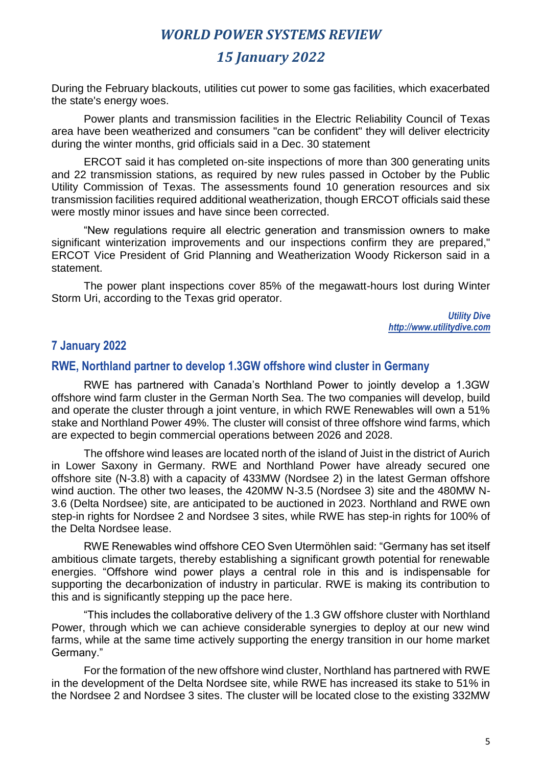During the February blackouts, utilities cut power to some gas facilities, which exacerbated the state's energy woes.

Power plants and transmission facilities in the Electric Reliability Council of Texas area have been weatherized and consumers "can be confident" they will deliver electricity during the winter months, grid officials said in a Dec. 30 statement

ERCOT said it has completed on-site inspections of more than 300 generating units and 22 transmission stations, as required by new rules passed in October by the Public Utility Commission of Texas. The assessments found 10 generation resources and six transmission facilities required additional weatherization, though ERCOT officials said these were mostly minor issues and have since been corrected.

“New regulations require all electric generation and transmission owners to make significant winterization improvements and our inspections confirm they are prepared," ERCOT Vice President of Grid Planning and Weatherization Woody Rickerson said in a statement.

The power plant inspections cover 85% of the megawatt-hours lost during Winter Storm Uri, according to the Texas grid operator.

*Utility Dive*
*http://www.utilitydive.com*

## 7 January 2022

### RWE, Northland partner to develop 1.3GW offshore wind cluster in Germany

RWE has partnered with Canada’s Northland Power to jointly develop a 1.3GW offshore wind farm cluster in the German North Sea. The two companies will develop, build and operate the cluster through a joint venture, in which RWE Renewables will own a 51% stake and Northland Power 49%. The cluster will consist of three offshore wind farms, which are expected to begin commercial operations between 2026 and 2028.

The offshore wind leases are located north of the island of Juist in the district of Aurich in Lower Saxony in Germany. RWE and Northland Power have already secured one offshore site (N-3.8) with a capacity of 433MW (Nordsee 2) in the latest German offshore wind auction. The other two leases, the 420MW N-3.5 (Nordsee 3) site and the 480MW N-3.6 (Delta Nordsee) site, are anticipated to be auctioned in 2023. Northland and RWE own step-in rights for Nordsee 2 and Nordsee 3 sites, while RWE has step-in rights for 100% of the Delta Nordsee lease.

RWE Renewables wind offshore CEO Sven Utermöhlen said: “Germany has set itself ambitious climate targets, thereby establishing a significant growth potential for renewable energies. “Offshore wind power plays a central role in this and is indispensable for supporting the decarbonization of industry in particular. RWE is making its contribution to this and is significantly stepping up the pace here.

“This includes the collaborative delivery of the 1.3 GW offshore cluster with Northland Power, through which we can achieve considerable synergies to deploy at our new wind farms, while at the same time actively supporting the energy transition in our home market Germany.”

For the formation of the new offshore wind cluster, Northland has partnered with RWE in the development of the Delta Nordsee site, while RWE has increased its stake to 51% in the Nordsee 2 and Nordsee 3 sites. The cluster will be located close to the existing 332MW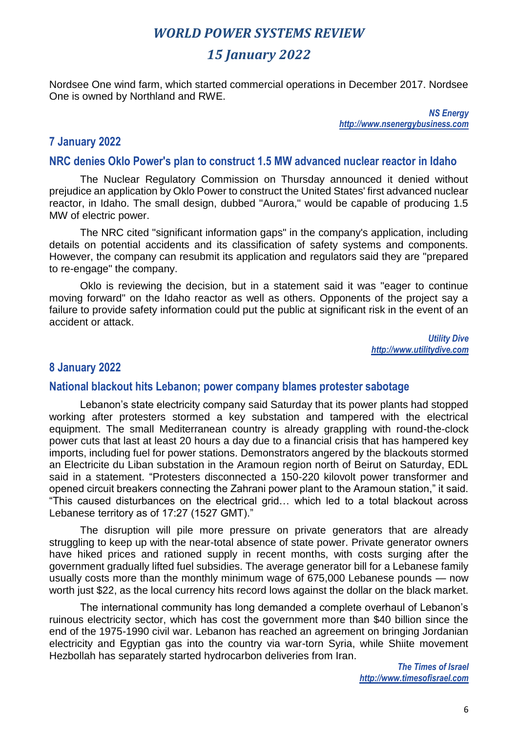Nordsee One wind farm, which started commercial operations in December 2017. Nordsee One is owned by Northland and RWE.

*NS Energy*
*http://www.nsenergybusiness.com*

## 7 January 2022

### NRC denies Oklo Power's plan to construct 1.5 MW advanced nuclear reactor in Idaho

The Nuclear Regulatory Commission on Thursday announced it denied without prejudice an application by Oklo Power to construct the United States' first advanced nuclear reactor, in Idaho. The small design, dubbed "Aurora," would be capable of producing 1.5 MW of electric power.

The NRC cited "significant information gaps" in the company's application, including details on potential accidents and its classification of safety systems and components. However, the company can resubmit its application and regulators said they are "prepared to re-engage" the company.

Oklo is reviewing the decision, but in a statement said it was "eager to continue moving forward" on the Idaho reactor as well as others. Opponents of the project say a failure to provide safety information could put the public at significant risk in the event of an accident or attack.

*Utility Dive*
*http://www.utilitydive.com*

## 8 January 2022

### National blackout hits Lebanon; power company blames protester sabotage

Lebanon's state electricity company said Saturday that its power plants had stopped working after protesters stormed a key substation and tampered with the electrical equipment. The small Mediterranean country is already grappling with round-the-clock power cuts that last at least 20 hours a day due to a financial crisis that has hampered key imports, including fuel for power stations. Demonstrators angered by the blackouts stormed an Electricite du Liban substation in the Aramoun region north of Beirut on Saturday, EDL said in a statement. "Protesters disconnected a 150-220 kilovolt power transformer and opened circuit breakers connecting the Zahrani power plant to the Aramoun station," it said. "This caused disturbances on the electrical grid… which led to a total blackout across Lebanese territory as of 17:27 (1527 GMT)."

The disruption will pile more pressure on private generators that are already struggling to keep up with the near-total absence of state power. Private generator owners have hiked prices and rationed supply in recent months, with costs surging after the government gradually lifted fuel subsidies. The average generator bill for a Lebanese family usually costs more than the monthly minimum wage of 675,000 Lebanese pounds — now worth just $22, as the local currency hits record lows against the dollar on the black market.

The international community has long demanded a complete overhaul of Lebanon's ruinous electricity sector, which has cost the government more than $40 billion since the end of the 1975-1990 civil war. Lebanon has reached an agreement on bringing Jordanian electricity and Egyptian gas into the country via war-torn Syria, while Shiite movement Hezbollah has separately started hydrocarbon deliveries from Iran.

*The Times of Israel*
*http://www.timesofisrael.com*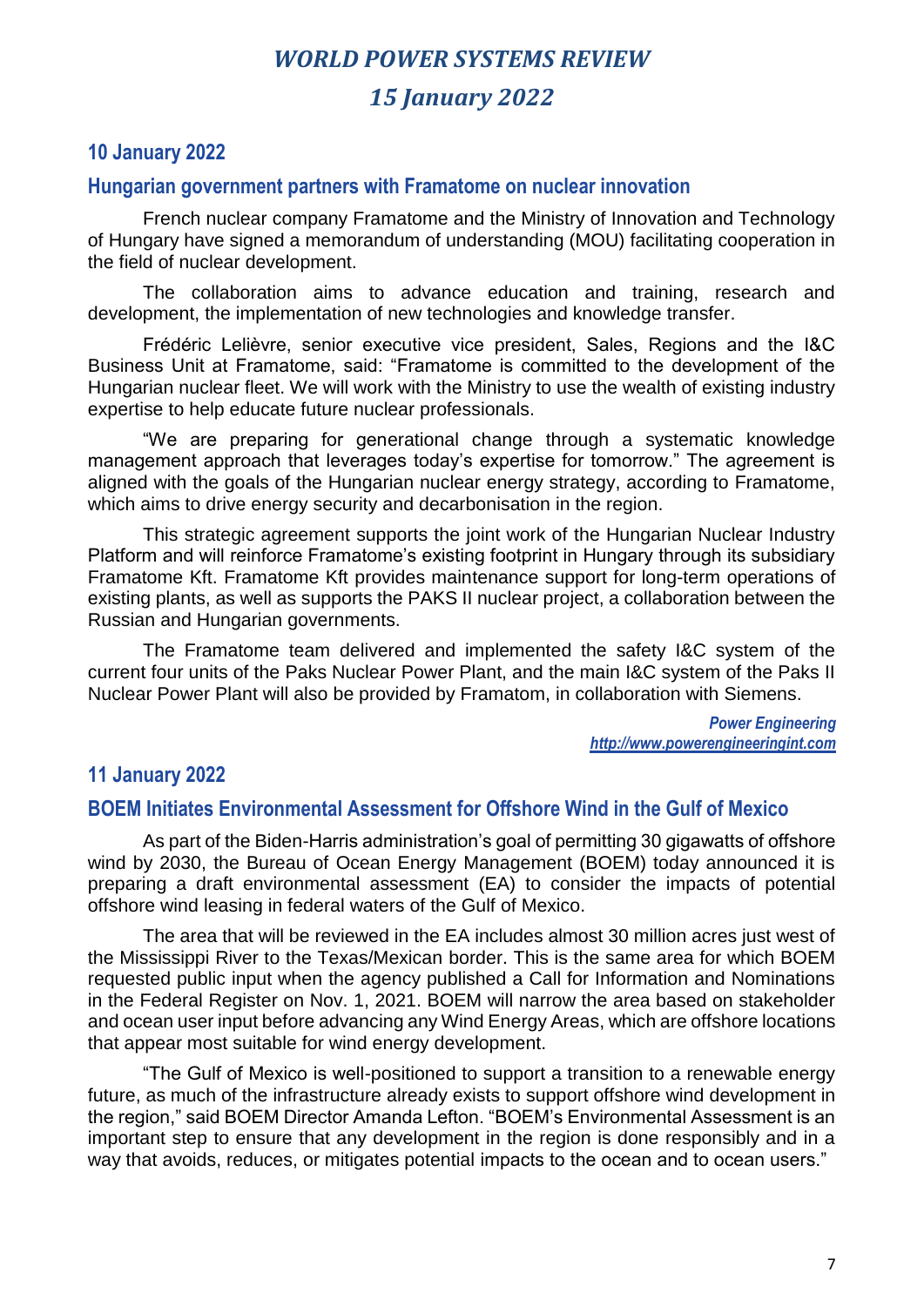## 10 January 2022

### Hungarian government partners with Framatome on nuclear innovation

French nuclear company Framatome and the Ministry of Innovation and Technology of Hungary have signed a memorandum of understanding (MOU) facilitating cooperation in the field of nuclear development.

The collaboration aims to advance education and training, research and development, the implementation of new technologies and knowledge transfer.

Frédéric Lelièvre, senior executive vice president, Sales, Regions and the I&C Business Unit at Framatome, said: "Framatome is committed to the development of the Hungarian nuclear fleet. We will work with the Ministry to use the wealth of existing industry expertise to help educate future nuclear professionals.

"We are preparing for generational change through a systematic knowledge management approach that leverages today's expertise for tomorrow." The agreement is aligned with the goals of the Hungarian nuclear energy strategy, according to Framatome, which aims to drive energy security and decarbonisation in the region.

This strategic agreement supports the joint work of the Hungarian Nuclear Industry Platform and will reinforce Framatome's existing footprint in Hungary through its subsidiary Framatome Kft. Framatome Kft provides maintenance support for long-term operations of existing plants, as well as supports the PAKS II nuclear project, a collaboration between the Russian and Hungarian governments.

The Framatome team delivered and implemented the safety I&C system of the current four units of the Paks Nuclear Power Plant, and the main I&C system of the Paks II Nuclear Power Plant will also be provided by Framatom, in collaboration with Siemens.

***Power Engineering***
***http://www.powerengineeringint.com***

## 11 January 2022

### BOEM Initiates Environmental Assessment for Offshore Wind in the Gulf of Mexico

As part of the Biden-Harris administration's goal of permitting 30 gigawatts of offshore wind by 2030, the Bureau of Ocean Energy Management (BOEM) today announced it is preparing a draft environmental assessment (EA) to consider the impacts of potential offshore wind leasing in federal waters of the Gulf of Mexico.

The area that will be reviewed in the EA includes almost 30 million acres just west of the Mississippi River to the Texas/Mexican border. This is the same area for which BOEM requested public input when the agency published a Call for Information and Nominations in the Federal Register on Nov. 1, 2021. BOEM will narrow the area based on stakeholder and ocean user input before advancing any Wind Energy Areas, which are offshore locations that appear most suitable for wind energy development.

"The Gulf of Mexico is well-positioned to support a transition to a renewable energy future, as much of the infrastructure already exists to support offshore wind development in the region," said BOEM Director Amanda Lefton. "BOEM's Environmental Assessment is an important step to ensure that any development in the region is done responsibly and in a way that avoids, reduces, or mitigates potential impacts to the ocean and to ocean users."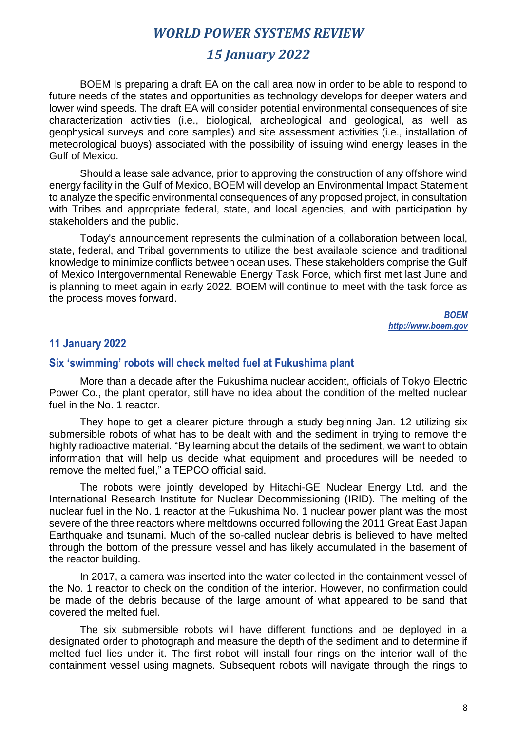BOEM Is preparing a draft EA on the call area now in order to be able to respond to future needs of the states and opportunities as technology develops for deeper waters and lower wind speeds. The draft EA will consider potential environmental consequences of site characterization activities (i.e., biological, archeological and geological, as well as geophysical surveys and core samples) and site assessment activities (i.e., installation of meteorological buoys) associated with the possibility of issuing wind energy leases in the Gulf of Mexico.

Should a lease sale advance, prior to approving the construction of any offshore wind energy facility in the Gulf of Mexico, BOEM will develop an Environmental Impact Statement to analyze the specific environmental consequences of any proposed project, in consultation with Tribes and appropriate federal, state, and local agencies, and with participation by stakeholders and the public.

Today's announcement represents the culmination of a collaboration between local, state, federal, and Tribal governments to utilize the best available science and traditional knowledge to minimize conflicts between ocean uses. These stakeholders comprise the Gulf of Mexico Intergovernmental Renewable Energy Task Force, which first met last June and is planning to meet again in early 2022. BOEM will continue to meet with the task force as the process moves forward.

*BOEM*
*http://www.boem.gov*

## 11 January 2022

### Six 'swimming' robots will check melted fuel at Fukushima plant

More than a decade after the Fukushima nuclear accident, officials of Tokyo Electric Power Co., the plant operator, still have no idea about the condition of the melted nuclear fuel in the No. 1 reactor.

They hope to get a clearer picture through a study beginning Jan. 12 utilizing six submersible robots of what has to be dealt with and the sediment in trying to remove the highly radioactive material. "By learning about the details of the sediment, we want to obtain information that will help us decide what equipment and procedures will be needed to remove the melted fuel," a TEPCO official said.

The robots were jointly developed by Hitachi-GE Nuclear Energy Ltd. and the International Research Institute for Nuclear Decommissioning (IRID). The melting of the nuclear fuel in the No. 1 reactor at the Fukushima No. 1 nuclear power plant was the most severe of the three reactors where meltdowns occurred following the 2011 Great East Japan Earthquake and tsunami. Much of the so-called nuclear debris is believed to have melted through the bottom of the pressure vessel and has likely accumulated in the basement of the reactor building.

In 2017, a camera was inserted into the water collected in the containment vessel of the No. 1 reactor to check on the condition of the interior. However, no confirmation could be made of the debris because of the large amount of what appeared to be sand that covered the melted fuel.

The six submersible robots will have different functions and be deployed in a designated order to photograph and measure the depth of the sediment and to determine if melted fuel lies under it. The first robot will install four rings on the interior wall of the containment vessel using magnets. Subsequent robots will navigate through the rings to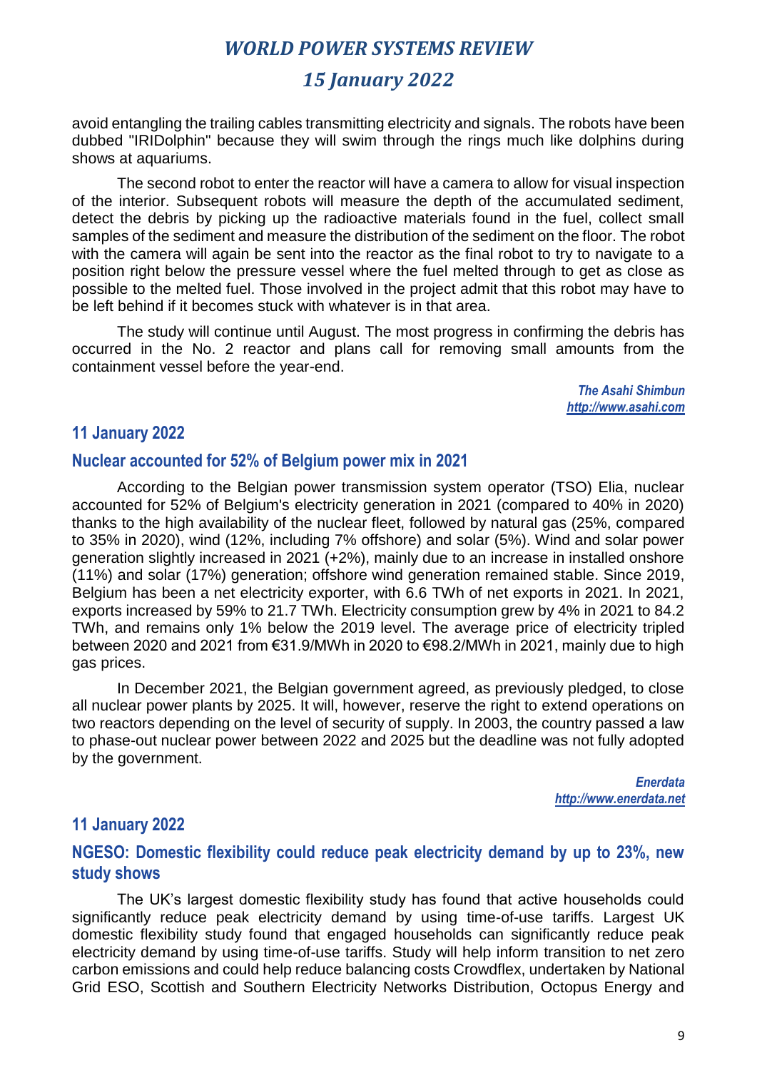avoid entangling the trailing cables transmitting electricity and signals. The robots have been dubbed "IRIDolphin" because they will swim through the rings much like dolphins during shows at aquariums.

The second robot to enter the reactor will have a camera to allow for visual inspection of the interior. Subsequent robots will measure the depth of the accumulated sediment, detect the debris by picking up the radioactive materials found in the fuel, collect small samples of the sediment and measure the distribution of the sediment on the floor. The robot with the camera will again be sent into the reactor as the final robot to try to navigate to a position right below the pressure vessel where the fuel melted through to get as close as possible to the melted fuel. Those involved in the project admit that this robot may have to be left behind if it becomes stuck with whatever is in that area.

The study will continue until August. The most progress in confirming the debris has occurred in the No. 2 reactor and plans call for removing small amounts from the containment vessel before the year-end.

*The Asahi Shimbun*
*http://www.asahi.com*

## 11 January 2022

## Nuclear accounted for 52% of Belgium power mix in 2021

According to the Belgian power transmission system operator (TSO) Elia, nuclear accounted for 52% of Belgium's electricity generation in 2021 (compared to 40% in 2020) thanks to the high availability of the nuclear fleet, followed by natural gas (25%, compared to 35% in 2020), wind (12%, including 7% offshore) and solar (5%). Wind and solar power generation slightly increased in 2021 (+2%), mainly due to an increase in installed onshore (11%) and solar (17%) generation; offshore wind generation remained stable. Since 2019, Belgium has been a net electricity exporter, with 6.6 TWh of net exports in 2021. In 2021, exports increased by 59% to 21.7 TWh. Electricity consumption grew by 4% in 2021 to 84.2 TWh, and remains only 1% below the 2019 level. The average price of electricity tripled between 2020 and 2021 from €31.9/MWh in 2020 to €98.2/MWh in 2021, mainly due to high gas prices.

In December 2021, the Belgian government agreed, as previously pledged, to close all nuclear power plants by 2025. It will, however, reserve the right to extend operations on two reactors depending on the level of security of supply. In 2003, the country passed a law to phase-out nuclear power between 2022 and 2025 but the deadline was not fully adopted by the government.

*Enerdata*
*http://www.enerdata.net*

## 11 January 2022

## NGESO: Domestic flexibility could reduce peak electricity demand by up to 23%, new study shows

The UK's largest domestic flexibility study has found that active households could significantly reduce peak electricity demand by using time-of-use tariffs. Largest UK domestic flexibility study found that engaged households can significantly reduce peak electricity demand by using time-of-use tariffs. Study will help inform transition to net zero carbon emissions and could help reduce balancing costs Crowdflex, undertaken by National Grid ESO, Scottish and Southern Electricity Networks Distribution, Octopus Energy and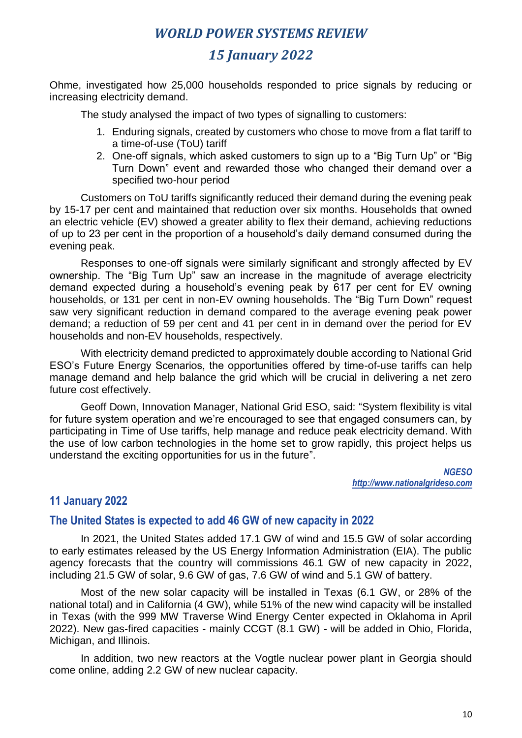Ohme, investigated how 25,000 households responded to price signals by reducing or increasing electricity demand.

The study analysed the impact of two types of signalling to customers:

1. Enduring signals, created by customers who chose to move from a flat tariff to a time-of-use (ToU) tariff
2. One-off signals, which asked customers to sign up to a “Big Turn Up” or “Big Turn Down” event and rewarded those who changed their demand over a specified two-hour period

Customers on ToU tariffs significantly reduced their demand during the evening peak by 15-17 per cent and maintained that reduction over six months. Households that owned an electric vehicle (EV) showed a greater ability to flex their demand, achieving reductions of up to 23 per cent in the proportion of a household’s daily demand consumed during the evening peak.

Responses to one-off signals were similarly significant and strongly affected by EV ownership. The “Big Turn Up” saw an increase in the magnitude of average electricity demand expected during a household’s evening peak by 617 per cent for EV owning households, or 131 per cent in non-EV owning households. The “Big Turn Down” request saw very significant reduction in demand compared to the average evening peak power demand; a reduction of 59 per cent and 41 per cent in in demand over the period for EV households and non-EV households, respectively.

With electricity demand predicted to approximately double according to National Grid ESO’s Future Energy Scenarios, the opportunities offered by time-of-use tariffs can help manage demand and help balance the grid which will be crucial in delivering a net zero future cost effectively.

Geoff Down, Innovation Manager, National Grid ESO, said: “System flexibility is vital for future system operation and we’re encouraged to see that engaged consumers can, by participating in Time of Use tariffs, help manage and reduce peak electricity demand. With the use of low carbon technologies in the home set to grow rapidly, this project helps us understand the exciting opportunities for us in the future”.

***NGESO***
***http://www.nationalgrideso.com***

## 11 January 2022

### The United States is expected to add 46 GW of new capacity in 2022

In 2021, the United States added 17.1 GW of wind and 15.5 GW of solar according to early estimates released by the US Energy Information Administration (EIA). The public agency forecasts that the country will commissions 46.1 GW of new capacity in 2022, including 21.5 GW of solar, 9.6 GW of gas, 7.6 GW of wind and 5.1 GW of battery.

Most of the new solar capacity will be installed in Texas (6.1 GW, or 28% of the national total) and in California (4 GW), while 51% of the new wind capacity will be installed in Texas (with the 999 MW Traverse Wind Energy Center expected in Oklahoma in April 2022). New gas-fired capacities - mainly CCGT (8.1 GW) - will be added in Ohio, Florida, Michigan, and Illinois.

In addition, two new reactors at the Vogtle nuclear power plant in Georgia should come online, adding 2.2 GW of new nuclear capacity.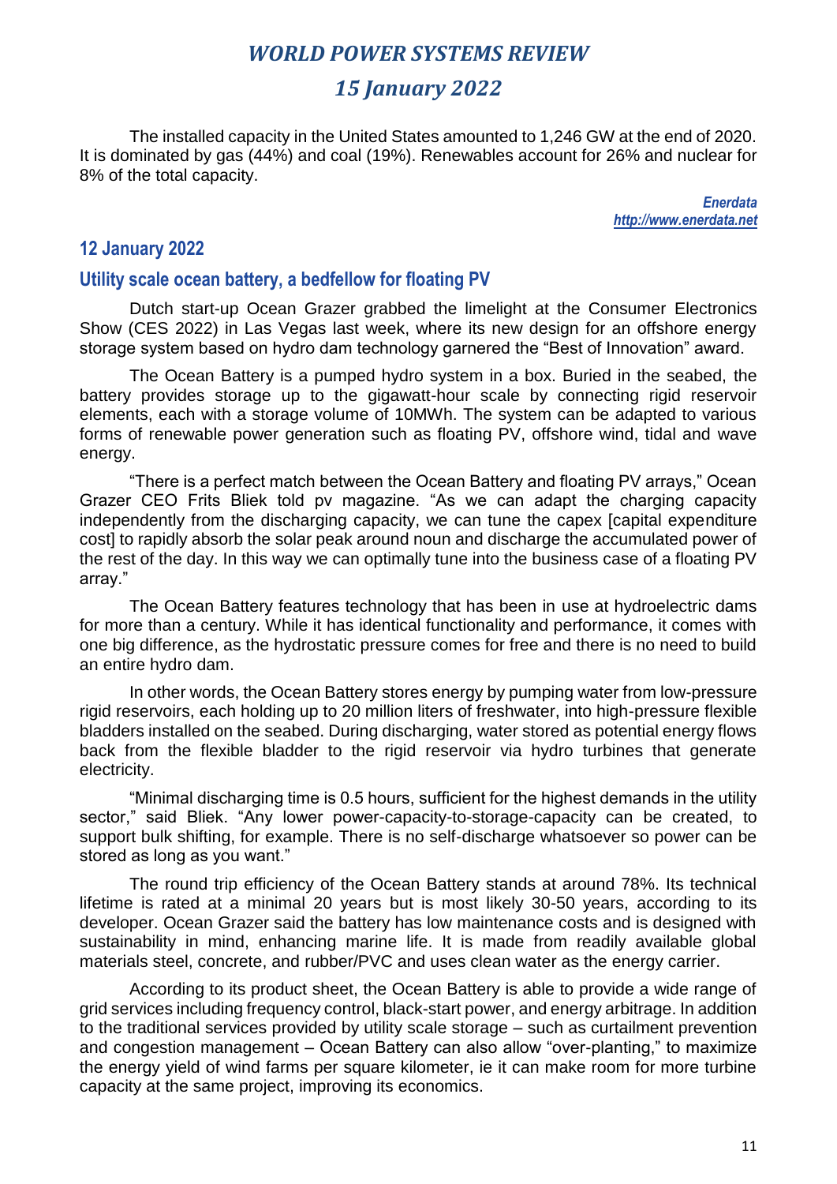The installed capacity in the United States amounted to 1,246 GW at the end of 2020. It is dominated by gas (44%) and coal (19%). Renewables account for 26% and nuclear for 8% of the total capacity.

*Enerdata*
*http://www.enerdata.net*

## 12 January 2022

### Utility scale ocean battery, a bedfellow for floating PV

Dutch start-up Ocean Grazer grabbed the limelight at the Consumer Electronics Show (CES 2022) in Las Vegas last week, where its new design for an offshore energy storage system based on hydro dam technology garnered the "Best of Innovation" award.

The Ocean Battery is a pumped hydro system in a box. Buried in the seabed, the battery provides storage up to the gigawatt-hour scale by connecting rigid reservoir elements, each with a storage volume of 10MWh. The system can be adapted to various forms of renewable power generation such as floating PV, offshore wind, tidal and wave energy.

"There is a perfect match between the Ocean Battery and floating PV arrays," Ocean Grazer CEO Frits Bliek told pv magazine. "As we can adapt the charging capacity independently from the discharging capacity, we can tune the capex [capital expenditure cost] to rapidly absorb the solar peak around noun and discharge the accumulated power of the rest of the day. In this way we can optimally tune into the business case of a floating PV array."

The Ocean Battery features technology that has been in use at hydroelectric dams for more than a century. While it has identical functionality and performance, it comes with one big difference, as the hydrostatic pressure comes for free and there is no need to build an entire hydro dam.

In other words, the Ocean Battery stores energy by pumping water from low-pressure rigid reservoirs, each holding up to 20 million liters of freshwater, into high-pressure flexible bladders installed on the seabed. During discharging, water stored as potential energy flows back from the flexible bladder to the rigid reservoir via hydro turbines that generate electricity.

"Minimal discharging time is 0.5 hours, sufficient for the highest demands in the utility sector," said Bliek. "Any lower power-capacity-to-storage-capacity can be created, to support bulk shifting, for example. There is no self-discharge whatsoever so power can be stored as long as you want."

The round trip efficiency of the Ocean Battery stands at around 78%. Its technical lifetime is rated at a minimal 20 years but is most likely 30-50 years, according to its developer. Ocean Grazer said the battery has low maintenance costs and is designed with sustainability in mind, enhancing marine life. It is made from readily available global materials steel, concrete, and rubber/PVC and uses clean water as the energy carrier.

According to its product sheet, the Ocean Battery is able to provide a wide range of grid services including frequency control, black-start power, and energy arbitrage. In addition to the traditional services provided by utility scale storage – such as curtailment prevention and congestion management – Ocean Battery can also allow "over-planting," to maximize the energy yield of wind farms per square kilometer, ie it can make room for more turbine capacity at the same project, improving its economics.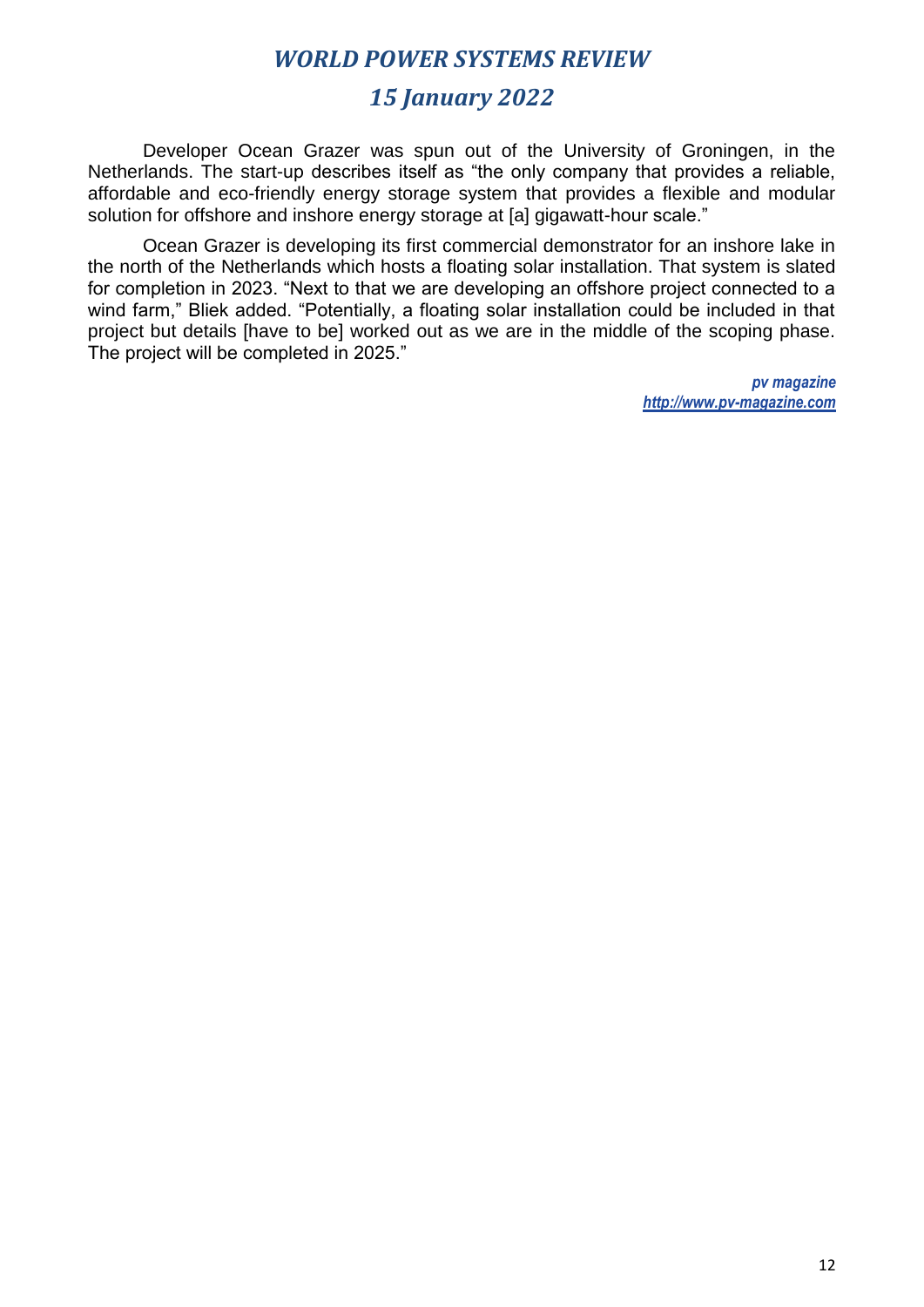Developer Ocean Grazer was spun out of the University of Groningen, in the Netherlands. The start-up describes itself as "the only company that provides a reliable, affordable and eco-friendly energy storage system that provides a flexible and modular solution for offshore and inshore energy storage at [a] gigawatt-hour scale."

Ocean Grazer is developing its first commercial demonstrator for an inshore lake in the north of the Netherlands which hosts a floating solar installation. That system is slated for completion in 2023. "Next to that we are developing an offshore project connected to a wind farm," Bliek added. "Potentially, a floating solar installation could be included in that project but details [have to be] worked out as we are in the middle of the scoping phase. The project will be completed in 2025."

*pv magazine*
*http://www.pv-magazine.com*